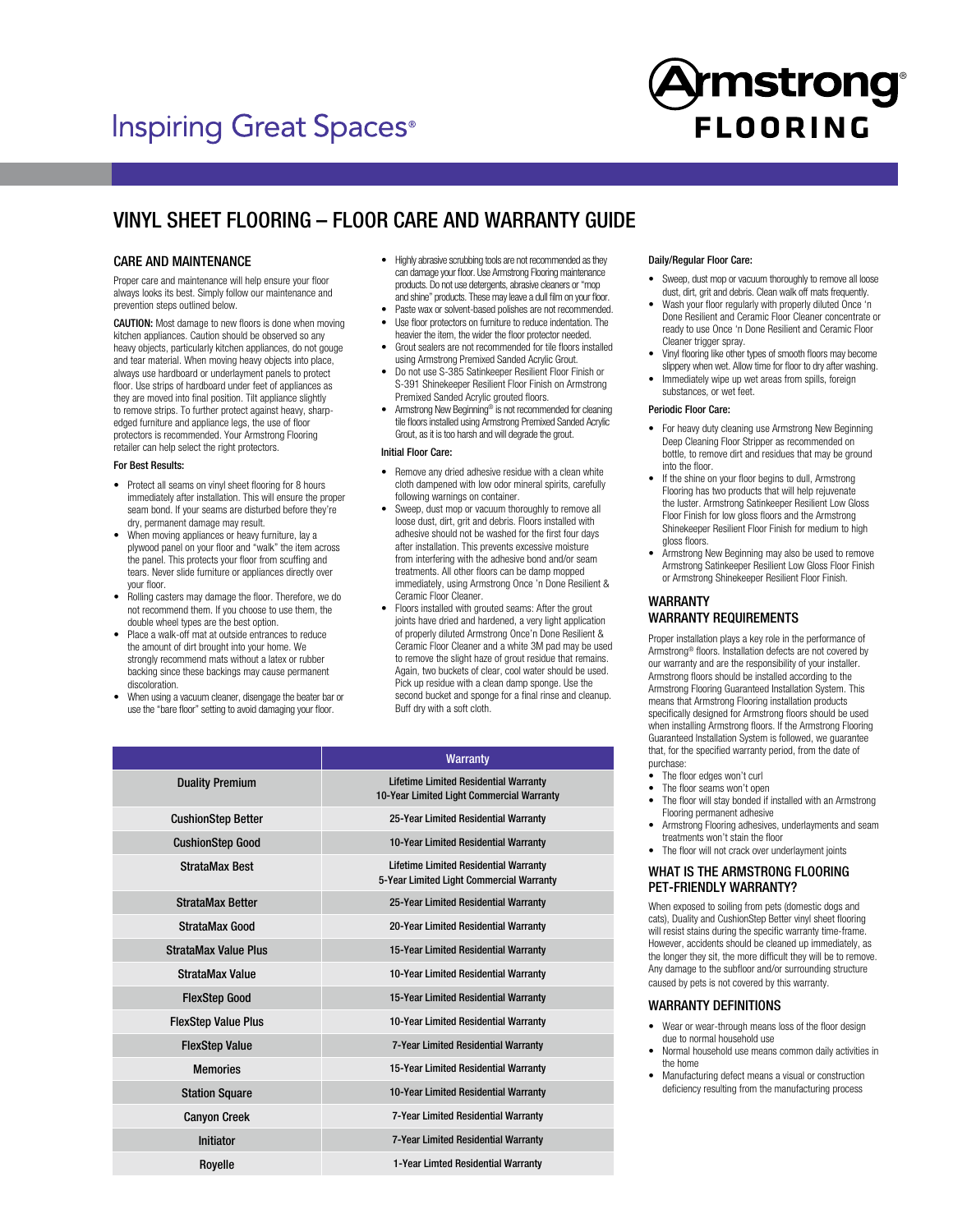Inspiring Great Spaces®

Armstrong FLOORING

# VINYL SHEET FLOORING – FLOOR CARE AND WARRANTY GUIDE

## CARE AND MAINTENANCE

Proper floor care and maintenance will help ensure your floor always looks its best. Simply follow our maintenance and prevention steps outlined below.

**CAUTION:** Most damage to new floors is done when moving kitchen appliances. Caution should be observed so any heavy objects, particularly kitchen appliances, do not gouge and tear material. When moving heavy objects into place, always use hardboard or underlayment panels to protect floor. Use strips of hardboard under feet of appliances as they are moved into final position. Tilt appliance slightly to remove strips. To further protect against heavy, sharp-edged furniture and appliance legs, the use of floor protectors is recommended. Your Armstrong Flooring retailer can help select the right protectors.

### For Best Results:

- Protect all seams on vinyl sheet flooring for 8 hours immediately after installation. This will ensure the proper seam bond. If your seams are disturbed before they're dry, permanent damage may result.
- When moving appliances or heavy furniture, lay a plywood panel on your floor and "walk" the item across the panel. This protects your floor from scuffing and tears. Never slide furniture or appliances directly over your floor.
- Rolling casters may damage the floor. Therefore, we do not recommend them. If you choose to use them, the double wheel types are the best option.
- Place a walk-off mat at outside entrances to reduce the amount of dirt brought into your home. We strongly recommend mats without a latex or rubber backing since these backings may cause permanent discoloration.
- When using a vacuum cleaner, disengage the beater bar or use the "bare floor" setting to avoid damaging your floor.
- Highly abrasive scrubbing tools are not recommended as they can damage your floor. Use Armstrong Flooring maintenance products. Do not use detergents, abrasive cleaners or "mop and shine" products. These may leave a dull film on your floor.
- Paste wax or solvent-based polishes are not recommended.
- Use floor protectors on furniture to reduce indentation. The heavier the item, the wider the floor protector needed.
- Grout sealers are not recommended for tile floors installed using Armstrong Premixed Sanded Acrylic Grout.
- Do not use S-385 Satinkeeper Resilient Floor Finish or S-391 Shinekeeper Resilient Floor Finish on Armstrong Premixed Sanded Acrylic grouted floors.
- Armstrong New Beginning® is not recommended for cleaning tile floors installed using Armstrong Premixed Sanded Acrylic Grout, as it is too harsh and will degrade the grout.

### Initial Floor Care:

- Remove any dried adhesive residue with a clean white cloth dampened with low odor mineral spirits, carefully following warnings on container.
- Sweep, dust mop or vacuum thoroughly to remove all loose dust, dirt, grit and debris. Floors installed with adhesive should not be washed for the first four days after installation. This prevents excessive moisture from interfering with the adhesive bond and/or seam treatments. All other floors can be damp mopped immediately, using Armstrong Once 'n Done Resilient & Ceramic Floor Cleaner.
- Floors installed with grouted seams: After the grout joints have dried and hardened, a very light application of properly diluted Armstrong Once'n Done Resilient & Ceramic Floor Cleaner and a white 3M pad may be used to remove the slight haze of grout residue that remains. Again, two buckets of clear, cool water should be used. Pick up residue with a clean damp sponge. Use the second bucket and sponge for a final rinse and cleanup. Buff dry with a soft cloth.

### Daily/Regular Floor Care:

- Sweep, dust mop or vacuum thoroughly to remove all loose dust, dirt, grit and debris. Clean walk off mats frequently.
- Wash your floor regularly with properly diluted Once 'n Done Resilient and Ceramic Floor Cleaner concentrate or ready to use Once 'n Done Resilient and Ceramic Floor Cleaner trigger spray.
- Vinyl flooring like other types of smooth floors may become slippery when wet. Allow time for floor to dry after washing.
- Immediately wipe up wet areas from spills, foreign substances, or wet feet.

### Periodic Floor Care:

- For heavy duty cleaning use Armstrong New Beginning Deep Cleaning Floor Stripper as recommended on bottle, to remove dirt and residues that may be ground into the floor.
- If the shine on your floor begins to dull, Armstrong Flooring has two products that will help rejuvenate the luster. Armstrong Satinkeeper Resilient Low Gloss Floor Finish for low gloss floors and the Armstrong Shinekeeper Resilient Floor Finish for medium to high gloss floors.
- Armstrong New Beginning may also be used to remove Armstrong Satinkeeper Resilient Low Gloss Floor Finish or Armstrong Shinekeeper Resilient Floor Finish.

| | Warranty |
|---|---|
| Duality Premium | Lifetime Limited Residential Warranty<br>10-Year Limited Light Commercial Warranty |
| CushionStep Better | 25-Year Limited Residential Warranty |
| CushionStep Good | 10-Year Limited Residential Warranty |
| StrataMax Best | Lifetime Limited Residential Warranty<br>5-Year Limited Light Commercial Warranty |
| StrataMax Better | 25-Year Limited Residential Warranty |
| StrataMax Good | 20-Year Limited Residential Warranty |
| StrataMax Value Plus | 15-Year Limited Residential Warranty |
| StrataMax Value | 10-Year Limited Residential Warranty |
| FlexStep Good | 15-Year Limited Residential Warranty |
| FlexStep Value Plus | 10-Year Limited Residential Warranty |
| FlexStep Value | 7-Year Limited Residential Warranty |
| Memories | 15-Year Limited Residential Warranty |
| Station Square | 10-Year Limited Residential Warranty |
| Canyon Creek | 7-Year Limited Residential Warranty |
| Initiator | 7-Year Limited Residential Warranty |
| Royelle | 1-Year Limted Residential Warranty |

## WARRANTY
## WARRANTY REQUIREMENTS

Proper installation plays a key role in the performance of Armstrong® floors. Installation defects are not covered by our warranty and are the responsibility of your installer. Armstrong floors should be installed according to the Armstrong Flooring Guaranteed Installation System. This means that Armstrong Flooring installation products specifically designed for Armstrong floors should be used when installing Armstrong floors. If the Armstrong Flooring Guaranteed Installation System is followed, we guarantee that, for the specified warranty period, from the date of purchase:

- The floor edges won't curl
- The floor seams won't open
- The floor will stay bonded if installed with an Armstrong Flooring permanent adhesive
- Armstrong Flooring adhesives, underlayments and seam treatments won't stain the floor
- The floor will not crack over underlayment joints

## WHAT IS THE ARMSTRONG FLOORING PET-FRIENDLY WARRANTY?

When exposed to soiling from pets (domestic dogs and cats), Duality and CushionStep Better vinyl sheet flooring will resist stains during the specific warranty time-frame. However, accidents should be cleaned up immediately, as the longer they sit, the more difficult they will be to remove. Any damage to the subfloor and/or surrounding structure caused by pets is not covered by this warranty.

## WARRANTY DEFINITIONS

- Wear or wear-through means loss of the floor design due to normal household use
- Normal household use means common daily activities in the home
- Manufacturing defect means a visual or construction deficiency resulting from the manufacturing process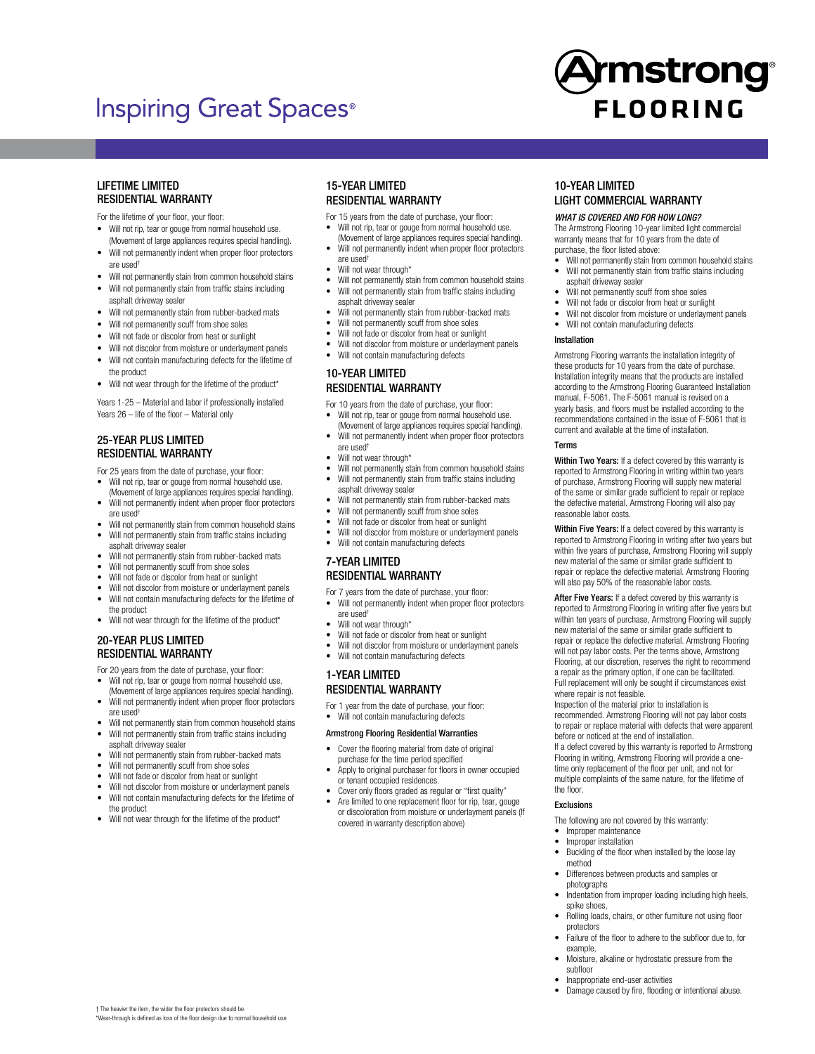Inspiring Great Spaces®

Armstrong FLOORING

## LIFETIME LIMITED RESIDENTIAL WARRANTY

For the lifetime of your floor, your floor:

- Will not rip, tear or gouge from normal household use. (Movement of large appliances requires special handling).
- Will not permanently indent when proper floor protectors are used†
- Will not permanently stain from common household stains
- Will not permanently stain from traffic stains including asphalt driveway sealer
- Will not permanently stain from rubber-backed mats
- Will not permanently scuff from shoe soles
- Will not fade or discolor from heat or sunlight
- Will not discolor from moisture or underlayment panels
- Will not contain manufacturing defects for the lifetime of the product
- Will not wear through for the lifetime of the product*

Years 1-25 – Material and labor if professionally installed
Years 26 – life of the floor – Material only

## 25-YEAR PLUS LIMITED RESIDENTIAL WARRANTY

For 25 years from the date of purchase, your floor:

- Will not rip, tear or gouge from normal household use. (Movement of large appliances requires special handling).
- Will not permanently indent when proper floor protectors are used†
- Will not permanently stain from common household stains
- Will not permanently stain from traffic stains including asphalt driveway sealer
- Will not permanently stain from rubber-backed mats
- Will not permanently scuff from shoe soles
- Will not fade or discolor from heat or sunlight
- Will not discolor from moisture or underlayment panels
- Will not contain manufacturing defects for the lifetime of the product
- Will not wear through for the lifetime of the product*

## 20-YEAR PLUS LIMITED RESIDENTIAL WARRANTY

For 20 years from the date of purchase, your floor:

- Will not rip, tear or gouge from normal household use. (Movement of large appliances requires special handling).
- Will not permanently indent when proper floor protectors are used†
- Will not permanently stain from common household stains
- Will not permanently stain from traffic stains including asphalt driveway sealer
- Will not permanently stain from rubber-backed mats
- Will not permanently scuff from shoe soles
- Will not fade or discolor from heat or sunlight
- Will not discolor from moisture or underlayment panels
- Will not contain manufacturing defects for the lifetime of the product
- Will not wear through for the lifetime of the product*

## 15-YEAR LIMITED RESIDENTIAL WARRANTY

For 15 years from the date of purchase, your floor:

- Will not rip, tear or gouge from normal household use. (Movement of large appliances requires special handling).
- Will not permanently indent when proper floor protectors are used†
- Will not wear through*
- Will not permanently stain from common household stains
- Will not permanently stain from traffic stains including asphalt driveway sealer
- Will not permanently stain from rubber-backed mats
- Will not permanently scuff from shoe soles
- Will not fade or discolor from heat or sunlight
- Will not discolor from moisture or underlayment panels
- Will not contain manufacturing defects

## 10-YEAR LIMITED RESIDENTIAL WARRANTY

For 10 years from the date of purchase, your floor:

- Will not rip, tear or gouge from normal household use. (Movement of large appliances requires special handling).
- Will not permanently indent when proper floor protectors are used†
- Will not wear through*
- Will not permanently stain from common household stains
- Will not permanently stain from traffic stains including asphalt driveway sealer
- Will not permanently stain from rubber-backed mats
- Will not permanently scuff from shoe soles
- Will not fade or discolor from heat or sunlight
- Will not discolor from moisture or underlayment panels
- Will not contain manufacturing defects

## 7-YEAR LIMITED RESIDENTIAL WARRANTY

For 7 years from the date of purchase, your floor:

- Will not permanently indent when proper floor protectors are used†
- Will not wear through*
- Will not fade or discolor from heat or sunlight
- Will not discolor from moisture or underlayment panels
- Will not contain manufacturing defects

## 1-YEAR LIMITED RESIDENTIAL WARRANTY

For 1 year from the date of purchase, your floor:

- Will not contain manufacturing defects

### Armstrong Flooring Residential Warranties

- Cover the flooring material from date of original purchase for the time period specified
- Apply to original purchaser for floors in owner occupied or tenant occupied residences.
- Cover only floors graded as regular or "first quality"
- Are limited to one replacement floor for rip, tear, gouge or discoloration from moisture or underlayment panels (If covered in warranty description above)

## 10-YEAR LIMITED LIGHT COMMERCIAL WARRANTY

***WHAT IS COVERED AND FOR HOW LONG?***

The Armstrong Flooring 10-year limited light commercial warranty means that for 10 years from the date of purchase, the floor listed above:

- Will not permanently stain from common household stains
- Will not permanently stain from traffic stains including asphalt driveway sealer
- Will not permanently scuff from shoe soles
- Will not fade or discolor from heat or sunlight
- Will not discolor from moisture or underlayment panels
- Will not contain manufacturing defects

### Installation

Armstrong Flooring warrants the installation integrity of these products for 10 years from the date of purchase. Installation integrity means that the products are installed according to the Armstrong Flooring Guaranteed Installation manual, F-5061. The F-5061 manual is revised on a yearly basis, and floors must be installed according to the recommendations contained in the issue of F-5061 that is current and available at the time of installation.

### Terms

**Within Two Years:** If a defect covered by this warranty is reported to Armstrong Flooring in writing within two years of purchase, Armstrong Flooring will supply new material of the same or similar grade sufficient to repair or replace the defective material. Armstrong Flooring will also pay reasonable labor costs.

**Within Five Years:** If a defect covered by this warranty is reported to Armstrong Flooring in writing after two years but within five years of purchase, Armstrong Flooring will supply new material of the same or similar grade sufficient to repair or replace the defective material. Armstrong Flooring will also pay 50% of the reasonable labor costs.

**After Five Years:** If a defect covered by this warranty is reported to Armstrong Flooring in writing after five years but within ten years of purchase, Armstrong Flooring will supply new material of the same or similar grade sufficient to repair or replace the defective material. Armstrong Flooring will not pay labor costs. Per the terms above, Armstrong Flooring, at our discretion, reserves the right to recommend a repair as the primary option, if one can be facilitated. Full replacement will only be sought if circumstances exist where repair is not feasible.

Inspection of the material prior to installation is recommended. Armstrong Flooring will not pay labor costs to repair or replace material with defects that were apparent before or noticed at the end of installation.

If a defect covered by this warranty is reported to Armstrong Flooring in writing, Armstrong Flooring will provide a one-time only replacement of the floor per unit, and not for multiple complaints of the same nature, for the lifetime of the floor.

### Exclusions

The following are not covered by this warranty:

- Improper maintenance
- Improper installation
- Buckling of the floor when installed by the loose lay method
- Differences between products and samples or photographs
- Indentation from improper loading including high heels, spike shoes,
- Rolling loads, chairs, or other furniture not using floor protectors
- Failure of the floor to adhere to the subfloor due to, for example,
- Moisture, alkaline or hydrostatic pressure from the subfloor
- Inappropriate end-user activities
- Damage caused by fire, flooding or intentional abuse.

† The heavier the item, the wider the floor protectors should be.
*Wear-through is defined as loss of the floor design due to normal household use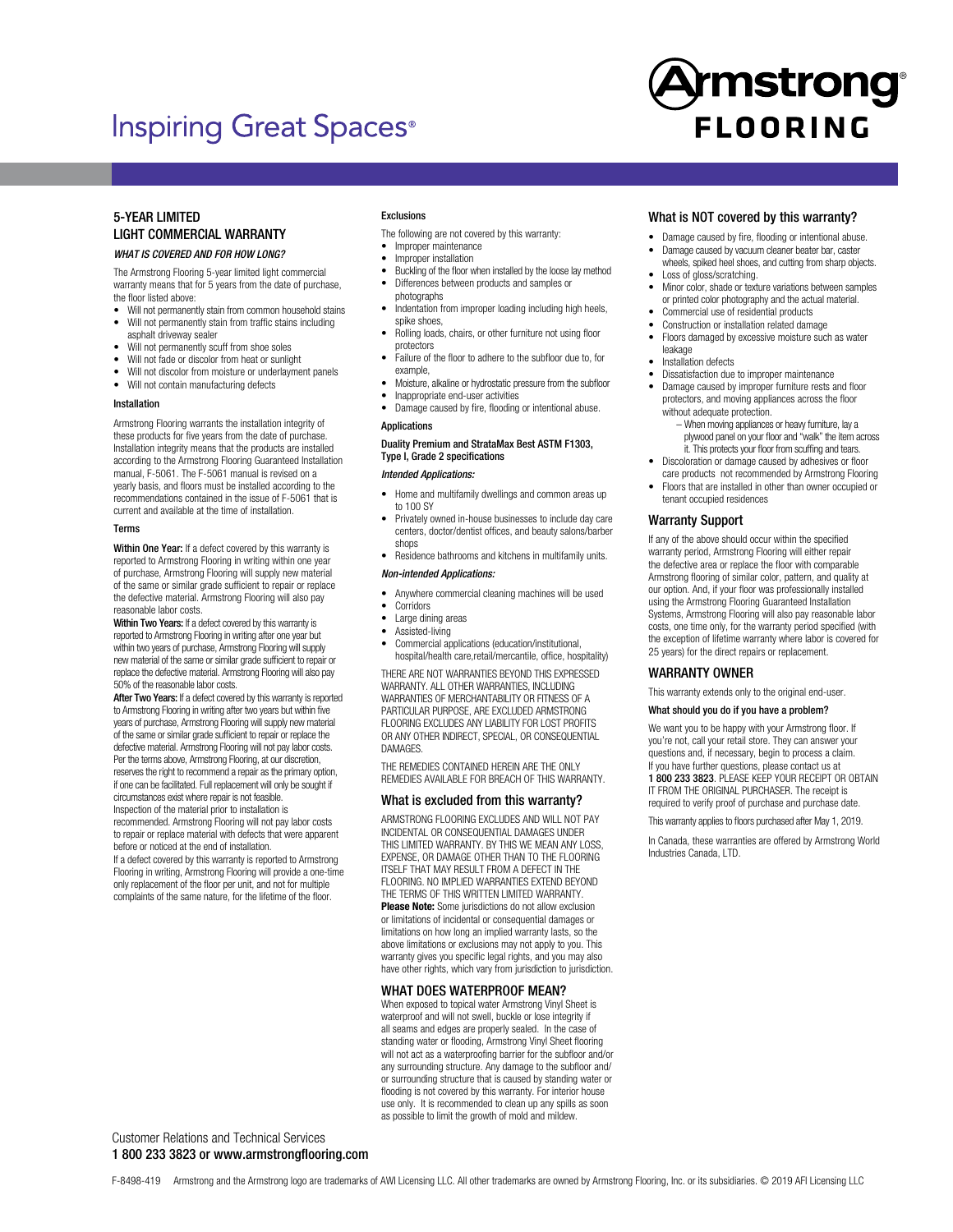Inspiring Great Spaces®

Armstrong FLOORING

## 5-YEAR LIMITED LIGHT COMMERCIAL WARRANTY

### *WHAT IS COVERED AND FOR HOW LONG?*

The Armstrong Flooring 5-year limited light commercial warranty means that for 5 years from the date of purchase, the floor listed above:

- Will not permanently stain from common household stains
- Will not permanently stain from traffic stains including asphalt driveway sealer
- Will not permanently scuff from shoe soles
- Will not fade or discolor from heat or sunlight
- Will not discolor from moisture or underlayment panels
- Will not contain manufacturing defects

### Installation

Armstrong Flooring warrants the installation integrity of these products for five years from the date of purchase. Installation integrity means that the products are installed according to the Armstrong Flooring Guaranteed Installation manual, F-5061. The F-5061 manual is revised on a yearly basis, and floors must be installed according to the recommendations contained in the issue of F-5061 that is current and available at the time of installation.

### Terms

**Within One Year:** If a defect covered by this warranty is reported to Armstrong Flooring in writing within one year of purchase, Armstrong Flooring will supply new material of the same or similar grade sufficient to repair or replace the defective material. Armstrong Flooring will also pay reasonable labor costs.

**Within Two Years:** If a defect covered by this warranty is reported to Armstrong Flooring in writing after one year but within two years of purchase, Armstrong Flooring will supply new material of the same or similar grade sufficient to repair or replace the defective material. Armstrong Flooring will also pay 50% of the reasonable labor costs.

**After Two Years:** If a defect covered by this warranty is reported to Armstrong Flooring in writing after two years but within five years of purchase, Armstrong Flooring will supply new material of the same or similar grade sufficient to repair or replace the defective material. Armstrong Flooring will not pay labor costs. Per the terms above, Armstrong Flooring, at our discretion, reserves the right to recommend a repair as the primary option, if one can be facilitated. Full replacement will only be sought if circumstances exist where repair is not feasible.

Inspection of the material prior to installation is recommended. Armstrong Flooring will not pay labor costs to repair or replace material with defects that were apparent before or noticed at the end of installation.

If a defect covered by this warranty is reported to Armstrong Flooring in writing, Armstrong Flooring will provide a one-time only replacement of the floor per unit, and not for multiple complaints of the same nature, for the lifetime of the floor.

### Exclusions

The following are not covered by this warranty:

- Improper maintenance
- Improper installation
- Buckling of the floor when installed by the loose lay method
- Differences between products and samples or photographs
- Indentation from improper loading including high heels, spike shoes,
- Rolling loads, chairs, or other furniture not using floor protectors
- Failure of the floor to adhere to the subfloor due to, for example,
- Moisture, alkaline or hydrostatic pressure from the subfloor
- Inappropriate end-user activities
- Damage caused by fire, flooding or intentional abuse.

### Applications

**Duality Premium and StrataMax Best ASTM F1303, Type I, Grade 2 specifications**

*Intended Applications:*

- Home and multifamily dwellings and common areas up to 100 SY
- Privately owned in-house businesses to include day care centers, doctor/dentist offices, and beauty salons/barber shops
- Residence bathrooms and kitchens in multifamily units.

*Non-intended Applications:*

- Anywhere commercial cleaning machines will be used
- Corridors
- Large dining areas
- Assisted-living
- Commercial applications (education/institutional, hospital/health care,retail/mercantile, office, hospitality)

THERE ARE NOT WARRANTIES BEYOND THIS EXPRESSED WARRANTY. ALL OTHER WARRANTIES, INCLUDING WARRANTIES OF MERCHANTABILITY OR FITNESS OF A PARTICULAR PURPOSE, ARE EXCLUDED ARMSTRONG FLOORING EXCLUDES ANY LIABILITY FOR LOST PROFITS OR ANY OTHER INDIRECT, SPECIAL, OR CONSEQUENTIAL DAMAGES.

THE REMEDIES CONTAINED HEREIN ARE THE ONLY REMEDIES AVAILABLE FOR BREACH OF THIS WARRANTY.

## What is excluded from this warranty?

ARMSTRONG FLOORING EXCLUDES AND WILL NOT PAY INCIDENTAL OR CONSEQUENTIAL DAMAGES UNDER THIS LIMITED WARRANTY. BY THIS WE MEAN ANY LOSS, EXPENSE, OR DAMAGE OTHER THAN TO THE FLOORING ITSELF THAT MAY RESULT FROM A DEFECT IN THE FLOORING. NO IMPLIED WARRANTIES EXTEND BEYOND THE TERMS OF THIS WRITTEN LIMITED WARRANTY.

**Please Note:** Some jurisdictions do not allow exclusion or limitations of incidental or consequential damages or limitations on how long an implied warranty lasts, so the above limitations or exclusions may not apply to you. This warranty gives you specific legal rights, and you may also have other rights, which vary from jurisdiction to jurisdiction.

## WHAT DOES WATERPROOF MEAN?

When exposed to topical water Armstrong Vinyl Sheet is waterproof and will not swell, buckle or lose integrity if all seams and edges are properly sealed. In the case of standing water or flooding, Armstrong Vinyl Sheet flooring will not act as a waterproofing barrier for the subfloor and/or any surrounding structure. Any damage to the subfloor and/or surrounding structure that is caused by standing water or flooding is not covered by this warranty. For interior house use only. It is recommended to clean up any spills as soon as possible to limit the growth of mold and mildew.

## What is NOT covered by this warranty?

- Damage caused by fire, flooding or intentional abuse.
- Damage caused by vacuum cleaner beater bar, caster wheels, spiked heel shoes, and cutting from sharp objects.
- Loss of gloss/scratching.
- Minor color, shade or texture variations between samples or printed color photography and the actual material.
- Commercial use of residential products
- Construction or installation related damage
- Floors damaged by excessive moisture such as water leakage
- Installation defects
- Dissatisfaction due to improper maintenance
- Damage caused by improper furniture rests and floor protectors, and moving appliances across the floor without adequate protection.
  - When moving appliances or heavy furniture, lay a plywood panel on your floor and "walk" the item across it. This protects your floor from scuffing and tears.
- Discoloration or damage caused by adhesives or floor care products not recommended by Armstrong Flooring
- Floors that are installed in other than owner occupied or tenant occupied residences

## Warranty Support

If any of the above should occur within the specified warranty period, Armstrong Flooring will either repair the defective area or replace the floor with comparable Armstrong flooring of similar color, pattern, and quality at our option. And, if your floor was professionally installed using the Armstrong Flooring Guaranteed Installation Systems, Armstrong Flooring will also pay reasonable labor costs, one time only, for the warranty period specified (with the exception of lifetime warranty where labor is covered for 25 years) for the direct repairs or replacement.

## WARRANTY OWNER

This warranty extends only to the original end-user.

### What should you do if you have a problem?

We want you to be happy with your Armstrong floor. If you're not, call your retail store. They can answer your questions and, if necessary, begin to process a claim. If you have further questions, please contact us at **1 800 233 3823**. PLEASE KEEP YOUR RECEIPT OR OBTAIN IT FROM THE ORIGINAL PURCHASER. The receipt is required to verify proof of purchase and purchase date.

This warranty applies to floors purchased after May 1, 2019.

In Canada, these warranties are offered by Armstrong World Industries Canada, LTD.

Customer Relations and Technical Services
**1 800 233 3823 or www.armstrongflooring.com**

F-8498-419 Armstrong and the Armstrong logo are trademarks of AWI Licensing LLC. All other trademarks are owned by Armstrong Flooring, Inc. or its subsidiaries. © 2019 AFI Licensing LLC